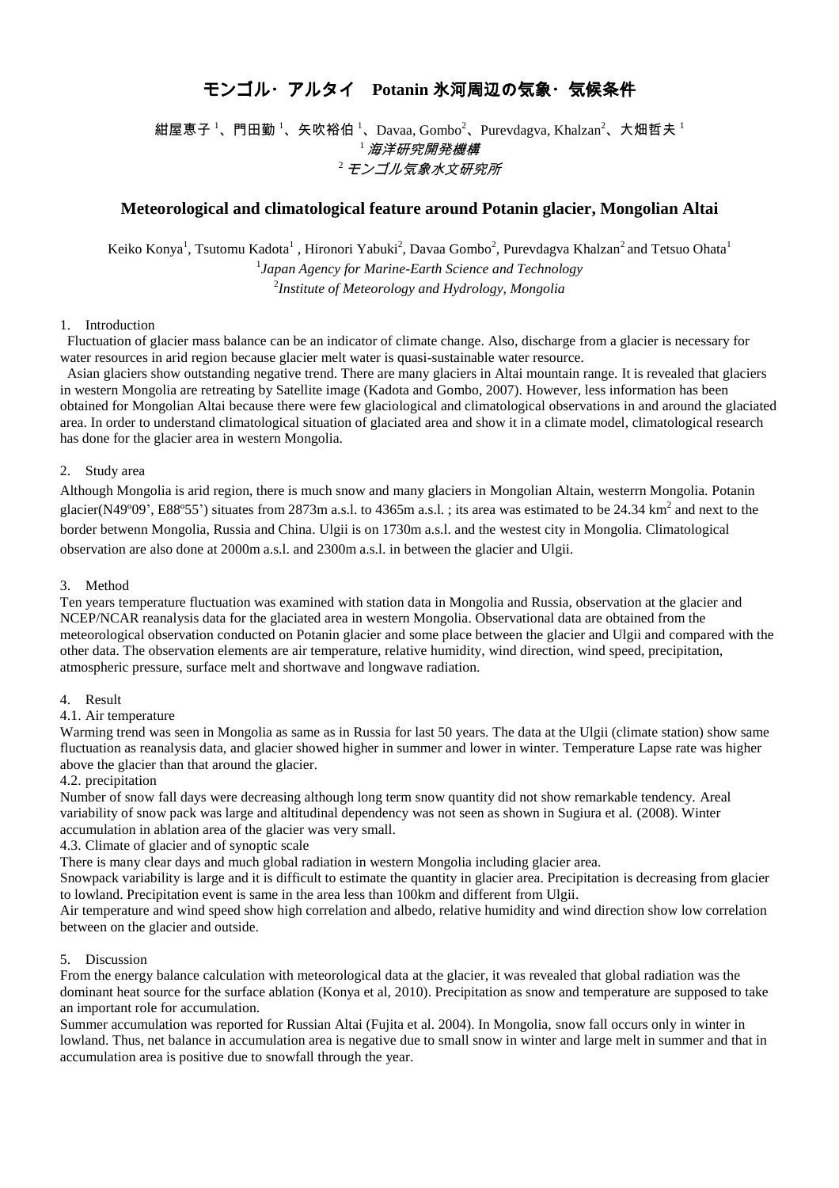# モンゴル・アルタイ　Potanin 氷河周辺の気象・気候条件

紺屋恵子[1]、門田勤[1]、矢吹裕伯[1]、Davaa, Gombo[2]、Purevdagva, Khalzan[2]、大畑哲夫[1]

[1] *海洋研究開発機構*

[2] *モンゴル気象水文研究所*

## Meteorological and climatological feature around Potanin glacier, Mongolian Altai

Keiko Konya[1], Tsutomu Kadota[1], Hironori Yabuki[2], Davaa Gombo[2], Purevdagva Khalzan[2] and Tetsuo Ohata[1]

[1] *Japan Agency for Marine-Earth Science and Technology*

[2] *Institute of Meteorology and Hydrology, Mongolia*

### 1. Introduction

Fluctuation of glacier mass balance can be an indicator of climate change. Also, discharge from a glacier is necessary for water resources in arid region because glacier melt water is quasi-sustainable water resource.

Asian glaciers show outstanding negative trend. There are many glaciers in Altai mountain range. It is revealed that glaciers in western Mongolia are retreating by Satellite image (Kadota and Gombo, 2007). However, less information has been obtained for Mongolian Altai because there were few glaciological and climatological observations in and around the glaciated area. In order to understand climatological situation of glaciated area and show it in a climate model, climatological research has done for the glacier area in western Mongolia.

### 2. Study area

Although Mongolia is arid region, there is much snow and many glaciers in Mongolian Altain, westerrn Mongolia. Potanin glacier(N49º09', E88º55') situates from 2873m a.s.l. to 4365m a.s.l. ; its area was estimated to be 24.34 $km^2$ and next to the border betwenn Mongolia, Russia and China. Ulgii is on 1730m a.s.l. and the westest city in Mongolia. Climatological observation are also done at 2000m a.s.l. and 2300m a.s.l. in between the glacier and Ulgii.

### 3. Method

Ten years temperature fluctuation was examined with station data in Mongolia and Russia, observation at the glacier and NCEP/NCAR reanalysis data for the glaciated area in western Mongolia. Observational data are obtained from the meteorological observation conducted on Potanin glacier and some place between the glacier and Ulgii and compared with the other data. The observation elements are air temperature, relative humidity, wind direction, wind speed, precipitation, atmospheric pressure, surface melt and shortwave and longwave radiation.

### 4. Result

#### 4.1. Air temperature

Warming trend was seen in Mongolia as same as in Russia for last 50 years. The data at the Ulgii (climate station) show same fluctuation as reanalysis data, and glacier showed higher in summer and lower in winter. Temperature Lapse rate was higher above the glacier than that around the glacier.

#### 4.2. precipitation

Number of snow fall days were decreasing although long term snow quantity did not show remarkable tendency. Areal variability of snow pack was large and altitudinal dependency was not seen as shown in Sugiura et al. (2008). Winter accumulation in ablation area of the glacier was very small.

#### 4.3. Climate of glacier and of synoptic scale

There is many clear days and much global radiation in western Mongolia including glacier area.

Snowpack variability is large and it is difficult to estimate the quantity in glacier area. Precipitation is decreasing from glacier to lowland. Precipitation event is same in the area less than 100km and different from Ulgii.

Air temperature and wind speed show high correlation and albedo, relative humidity and wind direction show low correlation between on the glacier and outside.

### 5. Discussion

From the energy balance calculation with meteorological data at the glacier, it was revealed that global radiation was the dominant heat source for the surface ablation (Konya et al, 2010). Precipitation as snow and temperature are supposed to take an important role for accumulation.

Summer accumulation was reported for Russian Altai (Fujita et al. 2004). In Mongolia, snow fall occurs only in winter in lowland. Thus, net balance in accumulation area is negative due to small snow in winter and large melt in summer and that in accumulation area is positive due to snowfall through the year.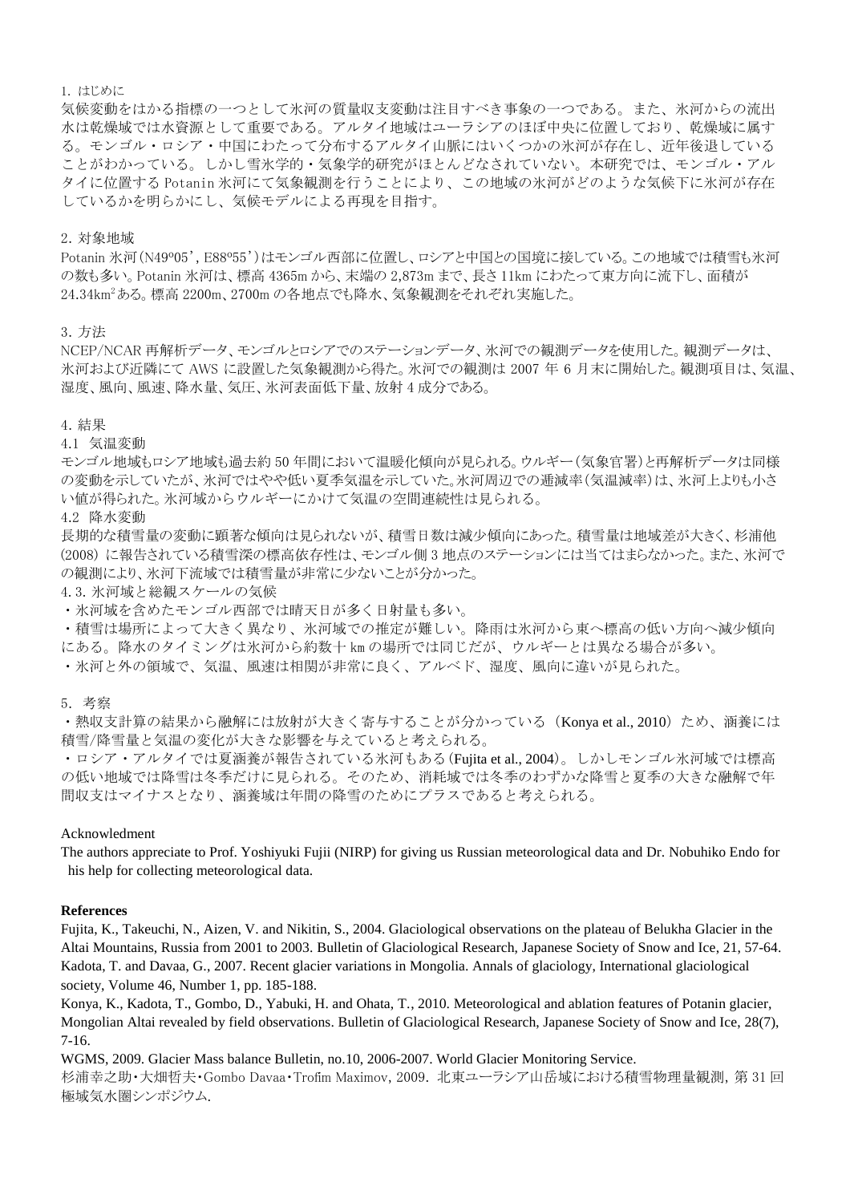## 1. はじめに

気候変動をはかる指標の一つとして氷河の質量収支変動は注目すべき事象の一つである。また、氷河からの流出水は乾燥域では水資源として重要である。アルタイ地域はユーラシアのほぼ中央に位置しており、乾燥域に属する。モンゴル・ロシア・中国にわたって分布するアルタイ山脈にはいくつかの氷河が存在し、近年後退していることがわかっている。しかし雪氷学的・気象学的研究がほとんどなされていない。本研究では、モンゴル・アルタイに位置する Potanin 氷河にて気象観測を行うことにより、この地域の氷河がどのような気候下に氷河が存在しているかを明らかにし、気候モデルによる再現を目指す。

## 2. 対象地域

Potanin 氷河(N49º05', E88º55')はモンゴル西部に位置し、ロシアと中国との国境に接している。この地域では積雪も氷河の数も多い。Potanin 氷河は、標高 4365m から、末端の 2,873m まで、長さ 11km にわたって東方向に流下し、面積が 24.34km$^2$ある。標高 2200m、2700m の各地点でも降水、気象観測をそれぞれ実施した。

## 3. 方法

NCEP/NCAR 再解析データ、モンゴルとロシアでのステーションデータ、氷河での観測データを使用した。観測データは、氷河および近隣にて AWS に設置した気象観測から得た。氷河での観測は 2007 年 6 月末に開始した。観測項目は、気温、湿度、風向、風速、降水量、気圧、氷河表面低下量、放射 4 成分である。

## 4. 結果

### 4.1 気温変動

モンゴル地域もロシア地域も過去約 50 年間において温暖化傾向が見られる。ウルギー(気象官署)と再解析データは同様の変動を示していたが、氷河ではやや低い夏季気温を示していた。氷河周辺での逓減率(気温減率)は、氷河上よりも小さい値が得られた。氷河域からウルギーにかけて気温の空間連続性は見られる。

### 4.2 降水変動

長期的な積雪量の変動に顕著な傾向は見られないが、積雪日数は減少傾向にあった。積雪量は地域差が大きく、杉浦他(2008) に報告されている積雪深の標高依存性は、モンゴル側 3 地点のステーションには当てはまらなかった。また、氷河での観測により、氷河下流域では積雪量が非常に少ないことが分かった。

### 4.3. 氷河域と総観スケールの気候

・氷河域を含めたモンゴル西部では晴天日が多く日射量も多い。

・積雪は場所によって大きく異なり、氷河域での推定が難しい。降雨は氷河から東へ標高の低い方向へ減少傾向にある。降水のタイミングは氷河から約数十 km の場所では同じだが、ウルギーとは異なる場合が多い。

・氷河と外の領域で、気温、風速は相関が非常に良く、アルベド、湿度、風向に違いが見られた。

## 5. 考察

・熱収支計算の結果から融解には放射が大きく寄与することが分かっている（Konya et al., 2010）ため、涵養には積雪/降雪量と気温の変化が大きな影響を与えていると考えられる。

・ロシア・アルタイでは夏涵養が報告されている氷河もある(Fujita et al., 2004)。しかしモンゴル氷河域では標高の低い地域では降雪は冬季だけに見られる。そのため、消耗域では冬季のわずかな降雪と夏季の大きな融解で年間収支はマイナスとなり、涵養域は年間の降雪のためにプラスであると考えられる。

## Acknowledment

The authors appreciate to Prof. Yoshiyuki Fujii (NIRP) for giving us Russian meteorological data and Dr. Nobuhiko Endo for his help for collecting meteorological data.

## References

Fujita, K., Takeuchi, N., Aizen, V. and Nikitin, S., 2004. Glaciological observations on the plateau of Belukha Glacier in the Altai Mountains, Russia from 2001 to 2003. Bulletin of Glaciological Research, Japanese Society of Snow and Ice, 21, 57-64.

Kadota, T. and Davaa, G., 2007. Recent glacier variations in Mongolia. Annals of glaciology, International glaciological society, Volume 46, Number 1, pp. 185-188.

Konya, K., Kadota, T., Gombo, D., Yabuki, H. and Ohata, T., 2010. Meteorological and ablation features of Potanin glacier, Mongolian Altai revealed by field observations. Bulletin of Glaciological Research, Japanese Society of Snow and Ice, 28(7), 7-16.

WGMS, 2009. Glacier Mass balance Bulletin, no.10, 2006-2007. World Glacier Monitoring Service.

杉浦幸之助・大畑哲夫・Gombo Davaa・Trofim Maximov, 2009. 北東ユーラシア山岳域における積雪物理量観測, 第 31 回極域気水圏シンポジウム.